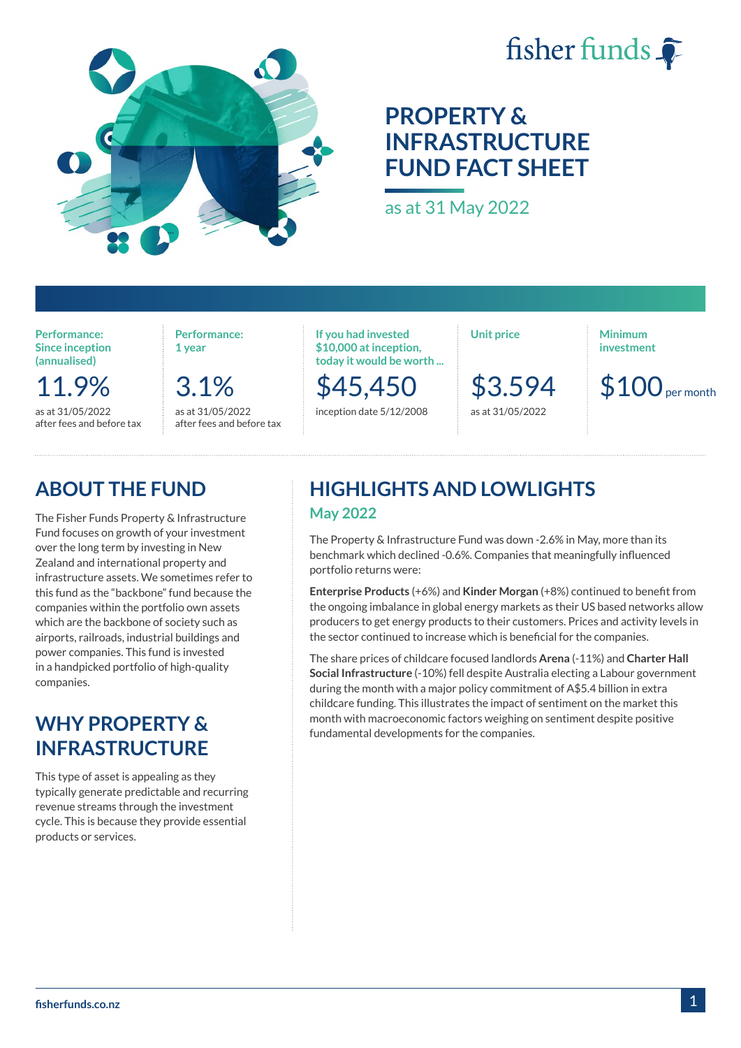fisher funds

# PROPERTY & INFRASTRUCTURE FUND FACT SHEET

as at 31 May 2022

| Performance: Since inception (annualised) | Performance: 1 year | If you had invested $10,000 at inception, today it would be worth ... | Unit price | Minimum investment |
|---|---|---|---|---|
| 11.9% | 3.1% | $45,450 | $3.594 | $100 per month |
| as at 31/05/2022 after fees and before tax | as at 31/05/2022 after fees and before tax | inception date 5/12/2008 | as at 31/05/2022 | |

## ABOUT THE FUND

The Fisher Funds Property & Infrastructure Fund focuses on growth of your investment over the long term by investing in New Zealand and international property and infrastructure assets. We sometimes refer to this fund as the "backbone" fund because the companies within the portfolio own assets which are the backbone of society such as airports, railroads, industrial buildings and power companies. This fund is invested in a handpicked portfolio of high-quality companies.

## WHY PROPERTY & INFRASTRUCTURE

This type of asset is appealing as they typically generate predictable and recurring revenue streams through the investment cycle. This is because they provide essential products or services.

## HIGHLIGHTS AND LOWLIGHTS

### May 2022

The Property & Infrastructure Fund was down -2.6% in May, more than its benchmark which declined -0.6%. Companies that meaningfully influenced portfolio returns were:

**Enterprise Products** (+6%) and **Kinder Morgan** (+8%) continued to benefit from the ongoing imbalance in global energy markets as their US based networks allow producers to get energy products to their customers. Prices and activity levels in the sector continued to increase which is beneficial for the companies.

The share prices of childcare focused landlords **Arena** (-11%) and **Charter Hall Social Infrastructure** (-10%) fell despite Australia electing a Labour government during the month with a major policy commitment of A$5.4 billion in extra childcare funding. This illustrates the impact of sentiment on the market this month with macroeconomic factors weighing on sentiment despite positive fundamental developments for the companies.

fisherfunds.co.nz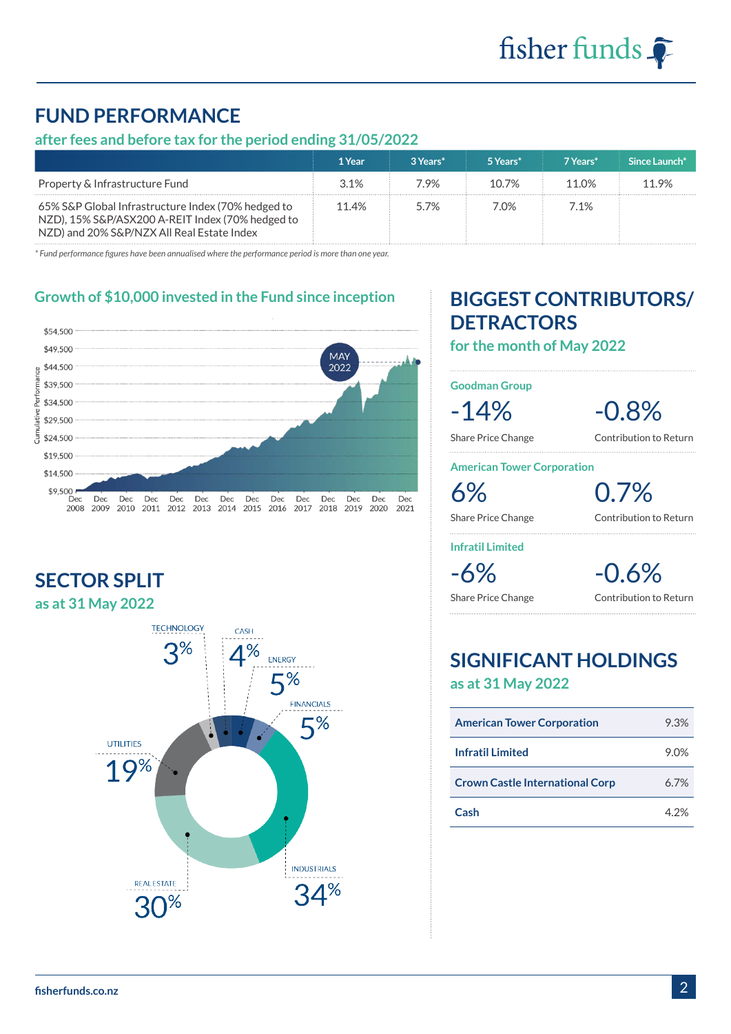## FUND PERFORMANCE

### after fees and before tax for the period ending 31/05/2022

| | 1 Year | 3 Years* | 5 Years* | 7 Years* | Since Launch* |
|---|---|---|---|---|---|
| Property & Infrastructure Fund | 3.1% | 7.9% | 10.7% | 11.0% | 11.9% |
| 65% S&P Global Infrastructure Index (70% hedged to NZD), 15% S&P/ASX200 A-REIT Index (70% hedged to NZD) and 20% S&P/NZX All Real Estate Index | 11.4% | 5.7% | 7.0% | 7.1% | |

*\* Fund performance figures have been annualised where the performance period is more than one year.*

### Growth of $10,000 invested in the Fund since inception

Cumulative Performance: $9,500 – $54,500; Dec 2008 – Dec 2021; MAY 2022

## SECTOR SPLIT

### as at 31 May 2022

- TECHNOLOGY 3%
- CASH 4%
- ENERGY 5%
- FINANCIALS 5%
- UTILITIES 19%
- REAL ESTATE 30%
- INDUSTRIALS 34%

## BIGGEST CONTRIBUTORS/ DETRACTORS

### for the month of May 2022

| | Share Price Change | Contribution to Return |
|---|---|---|
| Goodman Group | -14% | -0.8% |
| American Tower Corporation | 6% | 0.7% |
| Infratil Limited | -6% | -0.6% |

## SIGNIFICANT HOLDINGS

### as at 31 May 2022

| Holding | % |
|---|---|
| American Tower Corporation | 9.3% |
| Infratil Limited | 9.0% |
| Crown Castle International Corp | 6.7% |
| Cash | 4.2% |

fisherfunds.co.nz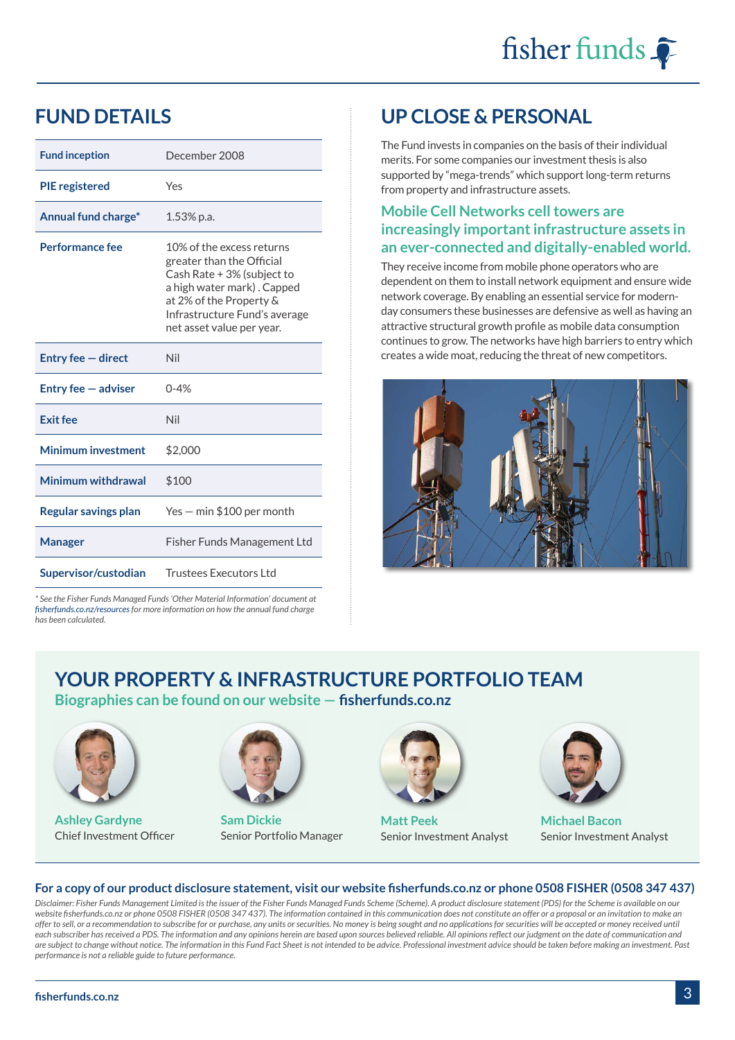## FUND DETAILS

| | |
|---|---|
| **Fund inception** | December 2008 |
| **PIE registered** | Yes |
| **Annual fund charge*** | 1.53% p.a. |
| **Performance fee** | 10% of the excess returns greater than the Official Cash Rate + 3% (subject to a high water mark) . Capped at 2% of the Property & Infrastructure Fund's average net asset value per year. |
| **Entry fee — direct** | Nil |
| **Entry fee — adviser** | 0-4% |
| **Exit fee** | Nil |
| **Minimum investment** | $2,000 |
| **Minimum withdrawal** | $100 |
| **Regular savings plan** | Yes — min $100 per month |
| **Manager** | Fisher Funds Management Ltd |
| **Supervisor/custodian** | Trustees Executors Ltd |

*\* See the Fisher Funds Managed Funds 'Other Material Information' document at fisherfunds.co.nz/resources for more information on how the annual fund charge has been calculated.*

## UP CLOSE & PERSONAL

The Fund invests in companies on the basis of their individual merits. For some companies our investment thesis is also supported by "mega-trends" which support long-term returns from property and infrastructure assets.

### Mobile Cell Networks cell towers are increasingly important infrastructure assets in an ever-connected and digitally-enabled world.

They receive income from mobile phone operators who are dependent on them to install network equipment and ensure wide network coverage. By enabling an essential service for modern-day consumers these businesses are defensive as well as having an attractive structural growth profile as mobile data consumption continues to grow. The networks have high barriers to entry which creates a wide moat, reducing the threat of new competitors.

## YOUR PROPERTY & INFRASTRUCTURE PORTFOLIO TEAM

**Biographies can be found on our website — fisherfunds.co.nz**

**Ashley Gardyne**
Chief Investment Officer

**Sam Dickie**
Senior Portfolio Manager

**Matt Peek**
Senior Investment Analyst

**Michael Bacon**
Senior Investment Analyst

**For a copy of our product disclosure statement, visit our website fisherfunds.co.nz or phone 0508 FISHER (0508 347 437)**

*Disclaimer: Fisher Funds Management Limited is the issuer of the Fisher Funds Managed Funds Scheme (Scheme). A product disclosure statement (PDS) for the Scheme is available on our website fisherfunds.co.nz or phone 0508 FISHER (0508 347 437). The information contained in this communication does not constitute an offer or a proposal or an invitation to make an offer to sell, or a recommendation to subscribe for or purchase, any units or securities. No money is being sought and no applications for securities will be accepted or money received until each subscriber has received a PDS. The information and any opinions herein are based upon sources believed reliable. All opinions reflect our judgment on the date of communication and are subject to change without notice. The information in this Fund Fact Sheet is not intended to be advice. Professional investment advice should be taken before making an investment. Past performance is not a reliable guide to future performance.*